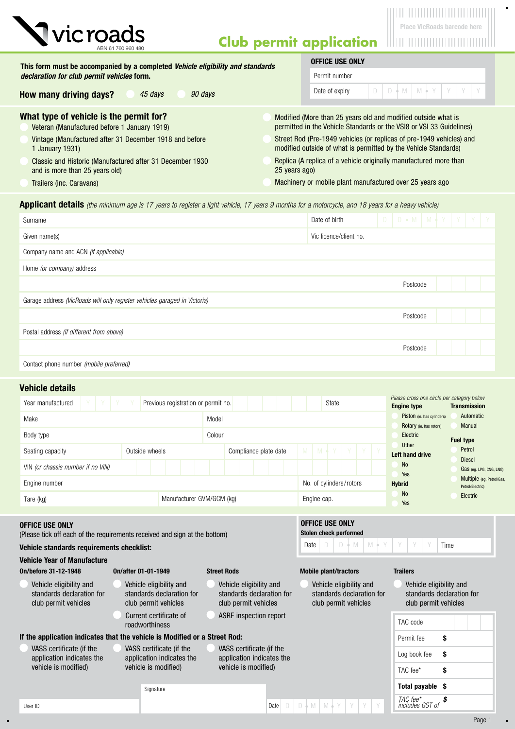vicroads

ABN 61 760 960 480

# Club permit application

Place VicRoads barcode here

**This form must be accompanied by a completed *Vehicle eligibility and standards declaration for club permit vehicles* form.**

**OFFICE USE ONLY**

| | |
|---|---|
| Permit number | |
| Date of expiry | D D M M Y Y Y Y |

**How many driving days?** ○ *45 days* ○ *90 days*

## What type of vehicle is the permit for?

- ○ Veteran (Manufactured before 1 January 1919)
- ○ Vintage (Manufactured after 31 December 1918 and before 1 January 1931)
- ○ Classic and Historic (Manufactured after 31 December 1930 and is more than 25 years old)
- ○ Trailers (inc. Caravans)
- ○ Modified (More than 25 years old and modified outside what is permitted in the Vehicle Standards or the VSI8 or VSI 33 Guidelines)
- ○ Street Rod (Pre-1949 vehicles (or replicas of pre-1949 vehicles) and modified outside of what is permitted by the Vehicle Standards)
- ○ Replica (A replica of a vehicle originally manufactured more than 25 years ago)
- ○ Machinery or mobile plant manufactured over 25 years ago

## Applicant details *(the minimum age is 17 years to register a light vehicle, 17 years 9 months for a motorcycle, and 18 years for a heavy vehicle)*

| | |
|---|---|
| Surname | Date of birth D D M M Y Y Y Y |
| Given name(s) | Vic licence/client no. |
| Company name and ACN *(if applicable)* | |
| Home *(or company)* address | |
| | Postcode |
| Garage address *(VicRoads will only register vehicles garaged in Victoria)* | |
| | Postcode |
| Postal address *(if different from above)* | |
| | Postcode |
| Contact phone number *(mobile preferred)* | |

## Vehicle details

| | | |
|---|---|---|
| Year manufactured Y Y Y Y | Previous registration or permit no. | State |
| Make | Model | |
| Body type | Colour | |
| Seating capacity | Outside wheels | Compliance plate date M M Y Y Y Y |
| VIN *(or chassis number if no VIN)* | | |
| Engine number | | No. of cylinders/rotors |
| Tare (kg) | Manufacturer GVM/GCM (kg) | Engine cap. |

*Please cross one circle per category below*

**Engine type**
- ○ Piston (ie. has cylinders)
- ○ Rotary (ie. has rotors)
- ○ Electric
- ○ Other

**Left hand drive**
- ○ No
- ○ Yes

**Hybrid**
- ○ No
- ○ Yes

**Transmission**
- ○ Automatic
- ○ Manual

**Fuel type**
- ○ Petrol
- ○ Diesel
- ○ Gas (eg. LPG, CNG, LNG)
- ○ Multiple (eg. Petrol/Gas, Petrol/Electric)
- ○ Electric

**OFFICE USE ONLY**

(Please tick off each of the requirements received and sign at the bottom)

**Vehicle standards requirements checklist:**

**Vehicle Year of Manufacture**

| On/before 31-12-1948 | On/after 01-01-1949 | Street Rods | Mobile plant/tractors | Trailers |
|---|---|---|---|---|
| ○ Vehicle eligibility and standards declaration for club permit vehicles | ○ Vehicle eligibility and standards declaration for club permit vehicles | ○ Vehicle eligibility and standards declaration for club permit vehicles | ○ Vehicle eligibility and standards declaration for club permit vehicles | ○ Vehicle eligibility and standards declaration for club permit vehicles |
| | ○ Current certificate of roadworthiness | ○ ASRF inspection report | | |

**If the application indicates that the vehicle is Modified or a Street Rod:**

| | | |
|---|---|---|
| ○ VASS certificate (if the application indicates the vehicle is modified) | ○ VASS certificate (if the application indicates the vehicle is modified) | ○ VASS certificate (if the application indicates the vehicle is modified) |

**OFFICE USE ONLY**

**Stolen check performed**

Date D D M M Y Y Y Y Time

| | |
|---|---|
| TAC code | |
| Permit fee | $ |
| Log book fee | $ |
| TAC fee* | $ |
| **Total payable** | **$** |
| *TAC fee\* includes GST of* | *$* |

| | | |
|---|---|---|
| User ID | Signature | Date D D M M Y Y Y Y |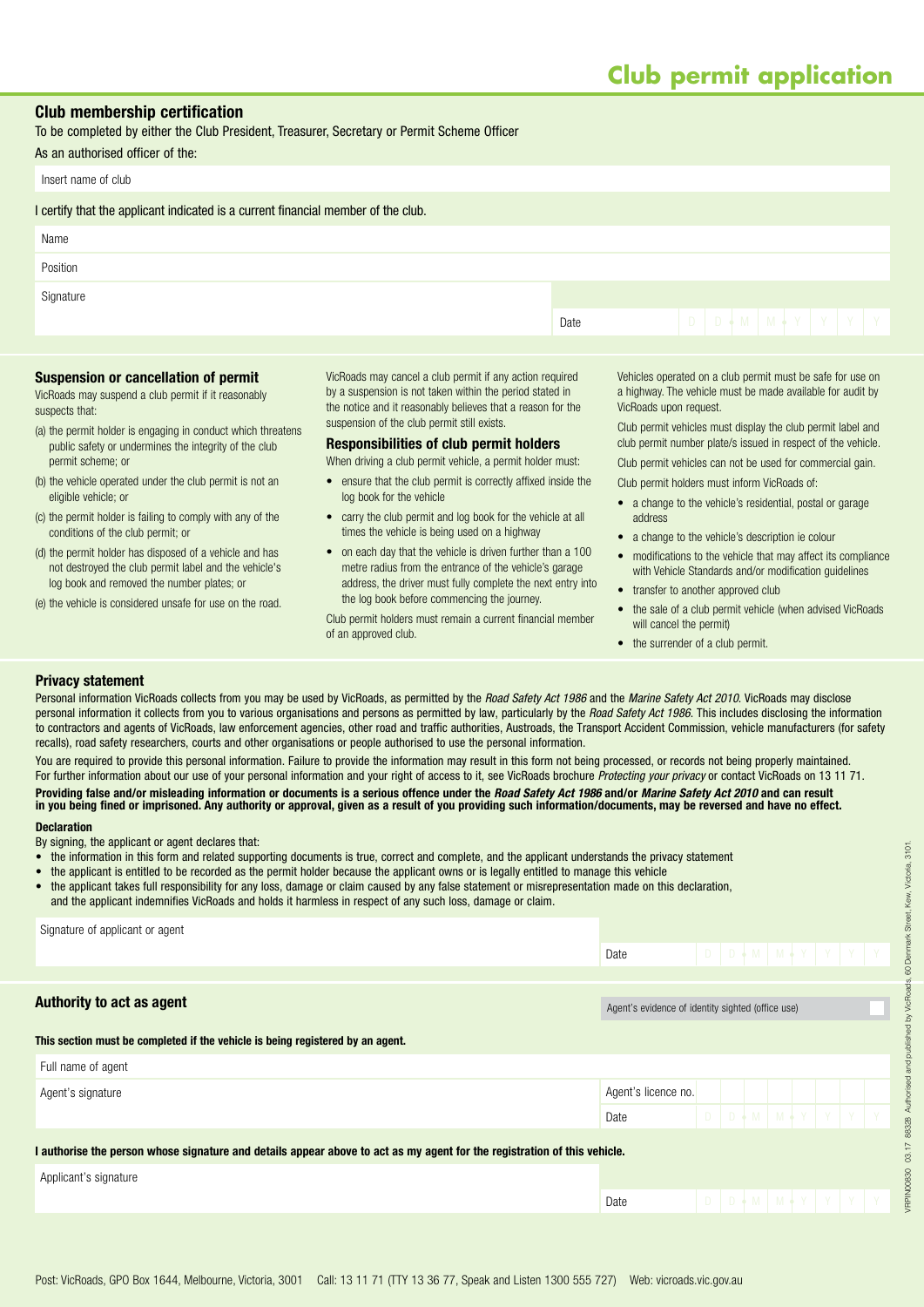# Club permit application

## Club membership certification

To be completed by either the Club President, Treasurer, Secretary or Permit Scheme Officer

As an authorised officer of the:

Insert name of club

I certify that the applicant indicated is a current financial member of the club.

Name

Position

Signature

Date D D M M Y Y Y Y

### Suspension or cancellation of permit

VicRoads may suspend a club permit if it reasonably suspects that:

(a) the permit holder is engaging in conduct which threatens public safety or undermines the integrity of the club permit scheme; or

(b) the vehicle operated under the club permit is not an eligible vehicle; or

(c) the permit holder is failing to comply with any of the conditions of the club permit; or

(d) the permit holder has disposed of a vehicle and has not destroyed the club permit label and the vehicle's log book and removed the number plates; or

(e) the vehicle is considered unsafe for use on the road.

VicRoads may cancel a club permit if any action required by a suspension is not taken within the period stated in the notice and it reasonably believes that a reason for the suspension of the club permit still exists.

### Responsibilities of club permit holders

When driving a club permit vehicle, a permit holder must:

- ensure that the club permit is correctly affixed inside the log book for the vehicle
- carry the club permit and log book for the vehicle at all times the vehicle is being used on a highway
- on each day that the vehicle is driven further than a 100 metre radius from the entrance of the vehicle's garage address, the driver must fully complete the next entry into the log book before commencing the journey.

Club permit holders must remain a current financial member of an approved club.

Vehicles operated on a club permit must be safe for use on a highway. The vehicle must be made available for audit by VicRoads upon request.

Club permit vehicles must display the club permit label and club permit number plate/s issued in respect of the vehicle.

Club permit vehicles can not be used for commercial gain.

Club permit holders must inform VicRoads of:

- a change to the vehicle's residential, postal or garage address
- a change to the vehicle's description ie colour
- modifications to the vehicle that may affect its compliance with Vehicle Standards and/or modification guidelines
- transfer to another approved club
- the sale of a club permit vehicle (when advised VicRoads will cancel the permit)
- the surrender of a club permit.

### Privacy statement

Personal information VicRoads collects from you may be used by VicRoads, as permitted by the *Road Safety Act 1986* and the *Marine Safety Act 2010*. VicRoads may disclose personal information it collects from you to various organisations and persons as permitted by law, particularly by the *Road Safety Act 1986*. This includes disclosing the information to contractors and agents of VicRoads, law enforcement agencies, other road and traffic authorities, Austroads, the Transport Accident Commission, vehicle manufacturers (for safety recalls), road safety researchers, courts and other organisations or people authorised to use the personal information.

You are required to provide this personal information. Failure to provide the information may result in this form not being processed, or records not being properly maintained. For further information about our use of your personal information and your right of access to it, see VicRoads brochure *Protecting your privacy* or contact VicRoads on 13 11 71.

**Providing false and/or misleading information or documents is a serious offence under the *Road Safety Act 1986* and/or *Marine Safety Act 2010* and can result in you being fined or imprisoned. Any authority or approval, given as a result of you providing such information/documents, may be reversed and have no effect.**

#### Declaration

By signing, the applicant or agent declares that:

- the information in this form and related supporting documents is true, correct and complete, and the applicant understands the privacy statement
- the applicant is entitled to be recorded as the permit holder because the applicant owns or is legally entitled to manage this vehicle
- the applicant takes full responsibility for any loss, damage or claim caused by any false statement or misrepresentation made on this declaration, and the applicant indemnifies VicRoads and holds it harmless in respect of any such loss, damage or claim.

Signature of applicant or agent

Date D D M M Y Y Y Y

### Authority to act as agent

Agent's evidence of identity sighted (office use)

**This section must be completed if the vehicle is being registered by an agent.**

Full name of agent

Agent's signature

Agent's licence no.

Date D D M M Y Y Y Y

**I authorise the person whose signature and details appear above to act as my agent for the registration of this vehicle.**

Applicant's signature

Date D D M M Y Y Y Y

VRPIN00830 03.17 88328 Authorised and published by VicRoads, 60 Denmark Street, Kew, Victoria, 3101.

Post: VicRoads, GPO Box 1644, Melbourne, Victoria, 3001 Call: 13 11 71 (TTY 13 36 77, Speak and Listen 1300 555 727) Web: vicroads.vic.gov.au